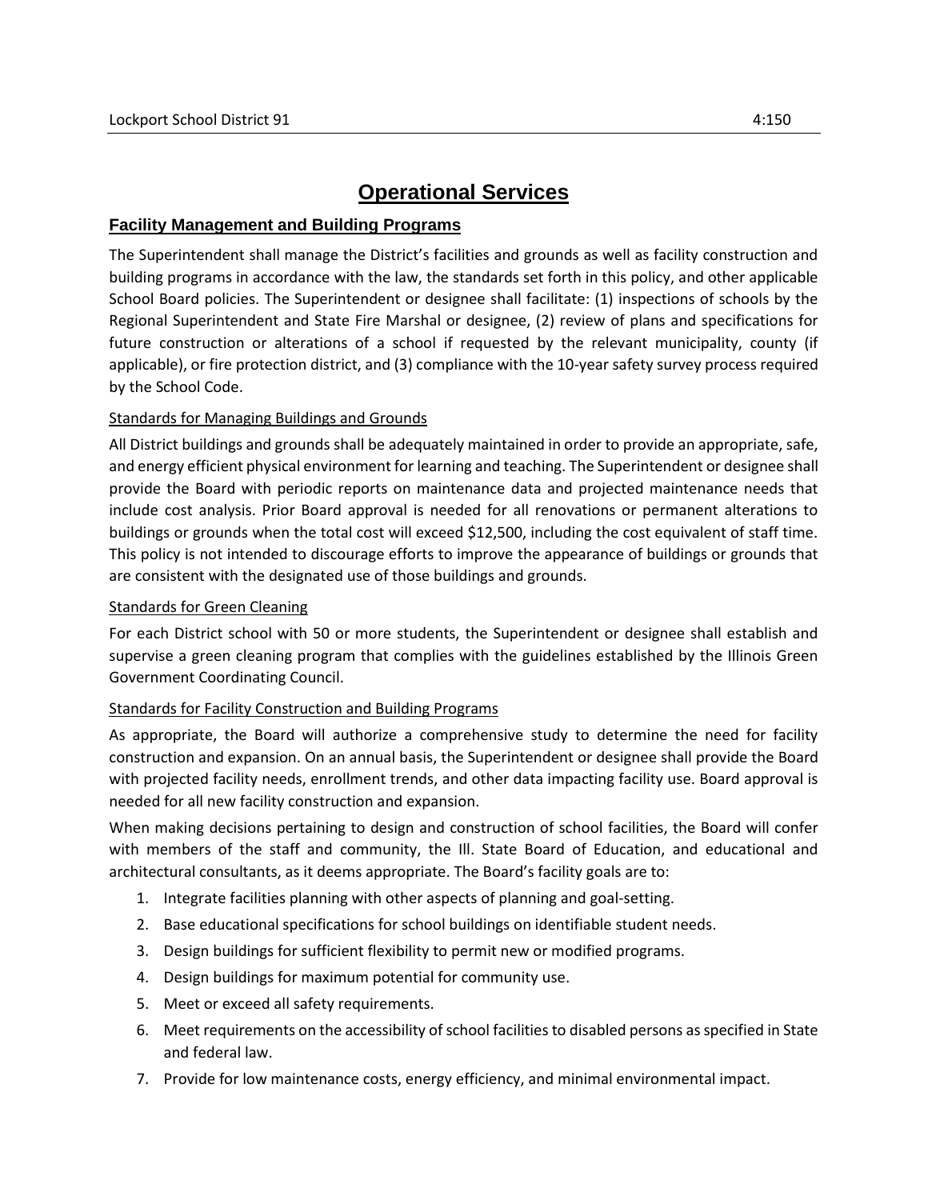# Operational Services

## Facility Management and Building Programs

The Superintendent shall manage the District's facilities and grounds as well as facility construction and building programs in accordance with the law, the standards set forth in this policy, and other applicable School Board policies. The Superintendent or designee shall facilitate: (1) inspections of schools by the Regional Superintendent and State Fire Marshal or designee, (2) review of plans and specifications for future construction or alterations of a school if requested by the relevant municipality, county (if applicable), or fire protection district, and (3) compliance with the 10-year safety survey process required by the School Code.

### Standards for Managing Buildings and Grounds

All District buildings and grounds shall be adequately maintained in order to provide an appropriate, safe, and energy efficient physical environment for learning and teaching. The Superintendent or designee shall provide the Board with periodic reports on maintenance data and projected maintenance needs that include cost analysis. Prior Board approval is needed for all renovations or permanent alterations to buildings or grounds when the total cost will exceed $12,500, including the cost equivalent of staff time. This policy is not intended to discourage efforts to improve the appearance of buildings or grounds that are consistent with the designated use of those buildings and grounds.

### Standards for Green Cleaning

For each District school with 50 or more students, the Superintendent or designee shall establish and supervise a green cleaning program that complies with the guidelines established by the Illinois Green Government Coordinating Council.

### Standards for Facility Construction and Building Programs

As appropriate, the Board will authorize a comprehensive study to determine the need for facility construction and expansion. On an annual basis, the Superintendent or designee shall provide the Board with projected facility needs, enrollment trends, and other data impacting facility use. Board approval is needed for all new facility construction and expansion.

When making decisions pertaining to design and construction of school facilities, the Board will confer with members of the staff and community, the Ill. State Board of Education, and educational and architectural consultants, as it deems appropriate. The Board's facility goals are to:

1. Integrate facilities planning with other aspects of planning and goal-setting.
2. Base educational specifications for school buildings on identifiable student needs.
3. Design buildings for sufficient flexibility to permit new or modified programs.
4. Design buildings for maximum potential for community use.
5. Meet or exceed all safety requirements.
6. Meet requirements on the accessibility of school facilities to disabled persons as specified in State and federal law.
7. Provide for low maintenance costs, energy efficiency, and minimal environmental impact.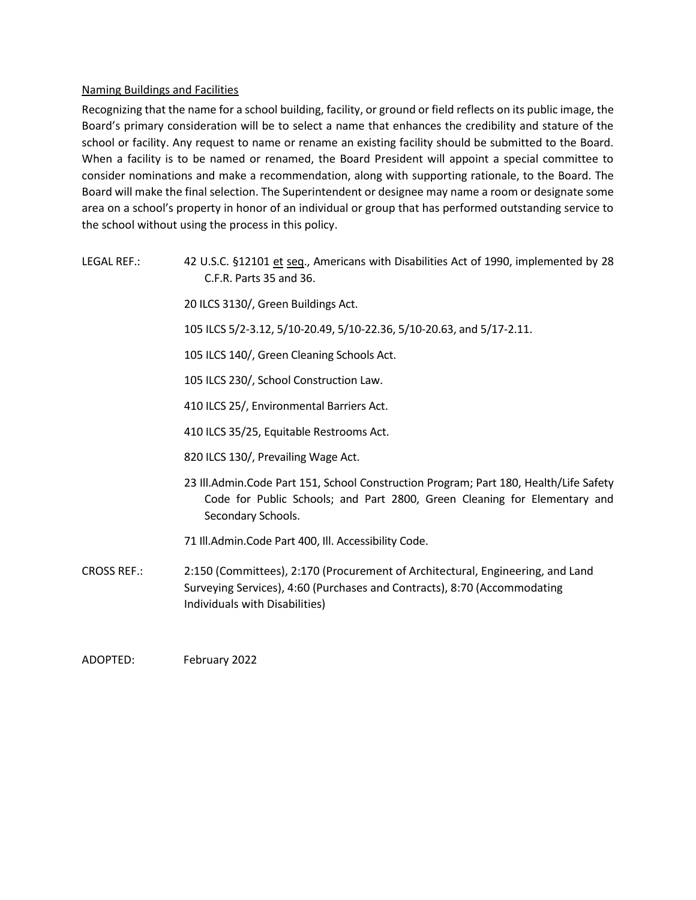Naming Buildings and Facilities

Recognizing that the name for a school building, facility, or ground or field reflects on its public image, the Board's primary consideration will be to select a name that enhances the credibility and stature of the school or facility. Any request to name or rename an existing facility should be submitted to the Board. When a facility is to be named or renamed, the Board President will appoint a special committee to consider nominations and make a recommendation, along with supporting rationale, to the Board. The Board will make the final selection. The Superintendent or designee may name a room or designate some area on a school's property in honor of an individual or group that has performed outstanding service to the school without using the process in this policy.

LEGAL REF.:

42 U.S.C. §12101 et seq., Americans with Disabilities Act of 1990, implemented by 28 C.F.R. Parts 35 and 36.

20 ILCS 3130/, Green Buildings Act.

105 ILCS 5/2-3.12, 5/10-20.49, 5/10-22.36, 5/10-20.63, and 5/17-2.11.

105 ILCS 140/, Green Cleaning Schools Act.

105 ILCS 230/, School Construction Law.

410 ILCS 25/, Environmental Barriers Act.

410 ILCS 35/25, Equitable Restrooms Act.

820 ILCS 130/, Prevailing Wage Act.

23 Ill.Admin.Code Part 151, School Construction Program; Part 180, Health/Life Safety Code for Public Schools; and Part 2800, Green Cleaning for Elementary and Secondary Schools.

71 Ill.Admin.Code Part 400, Ill. Accessibility Code.

CROSS REF.: 2:150 (Committees), 2:170 (Procurement of Architectural, Engineering, and Land Surveying Services), 4:60 (Purchases and Contracts), 8:70 (Accommodating Individuals with Disabilities)

ADOPTED: February 2022